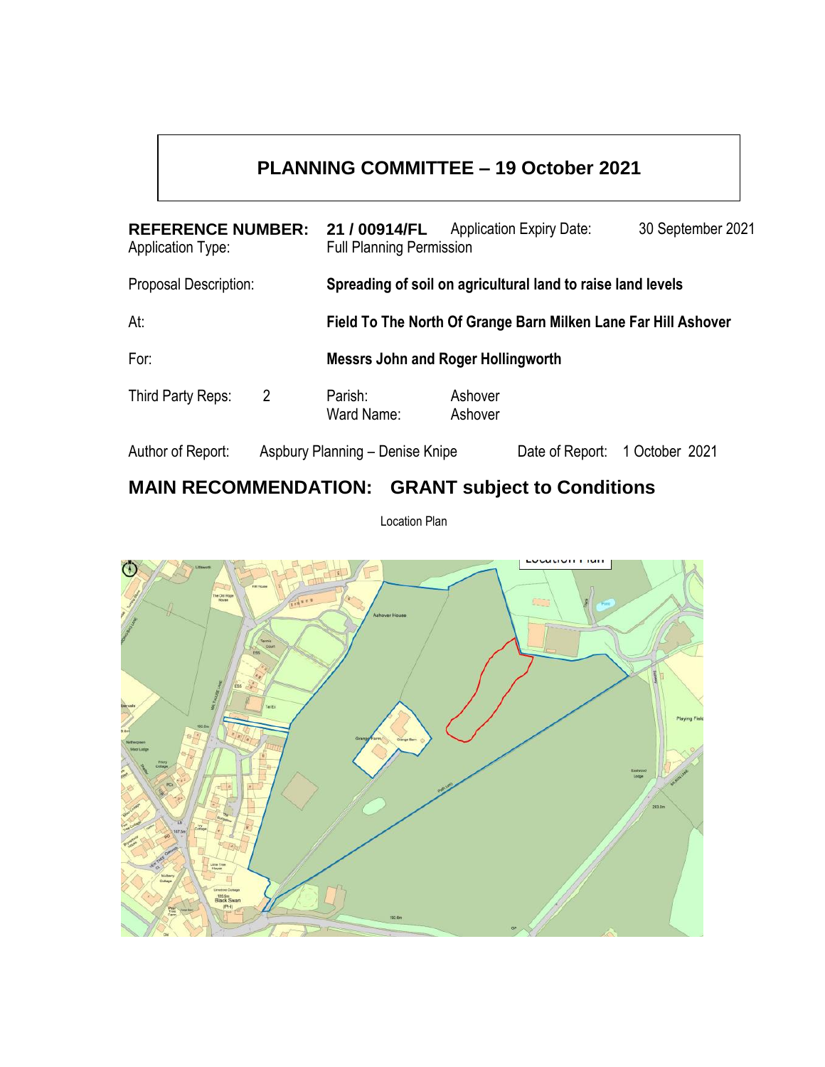# PLANNING COMMITTEE – 19 October 2021

| | | | |
|---|---|---|---|
| **REFERENCE NUMBER:** | **21 / 00914/FL** | Application Expiry Date: | 30 September 2021 |
| Application Type: | Full Planning Permission | | |
| Proposal Description: | **Spreading of soil on agricultural land to raise land levels** | | |
| At: | **Field To The North Of Grange Barn Milken Lane Far Hill Ashover** | | |
| For: | **Messrs John and Roger Hollingworth** | | |
| Third Party Reps: 2 | Parish: | Ashover | |
| | Ward Name: | Ashover | |
| Author of Report: | Aspbury Planning – Denise Knipe | Date of Report: | 1 October 2021 |

## MAIN RECOMMENDATION: GRANT subject to Conditions

Location Plan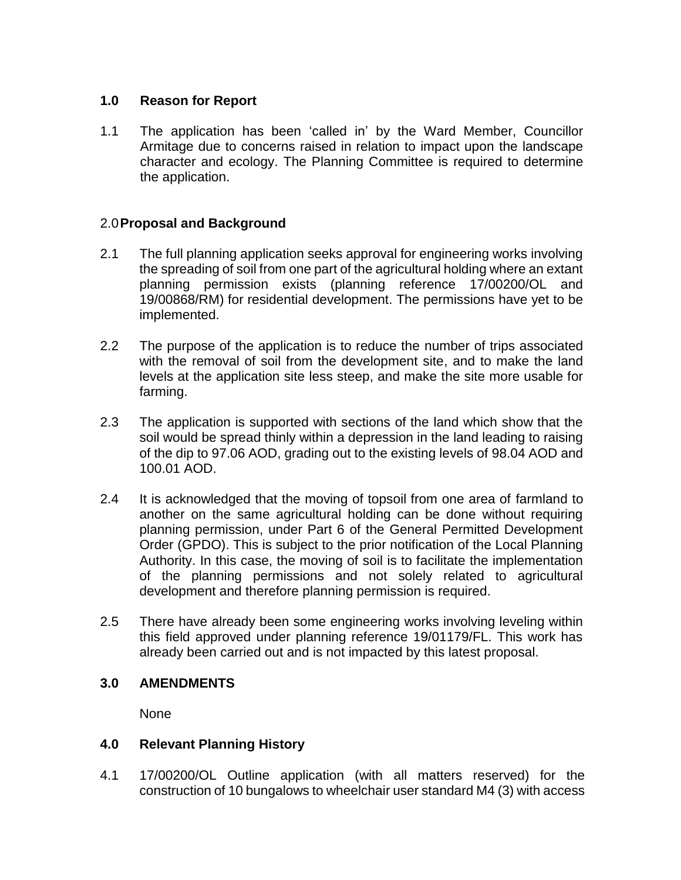## 1.0 Reason for Report

1.1 The application has been 'called in' by the Ward Member, Councillor Armitage due to concerns raised in relation to impact upon the landscape character and ecology. The Planning Committee is required to determine the application.

## 2.0 Proposal and Background

2.1 The full planning application seeks approval for engineering works involving the spreading of soil from one part of the agricultural holding where an extant planning permission exists (planning reference 17/00200/OL and 19/00868/RM) for residential development. The permissions have yet to be implemented.

2.2 The purpose of the application is to reduce the number of trips associated with the removal of soil from the development site, and to make the land levels at the application site less steep, and make the site more usable for farming.

2.3 The application is supported with sections of the land which show that the soil would be spread thinly within a depression in the land leading to raising of the dip to 97.06 AOD, grading out to the existing levels of 98.04 AOD and 100.01 AOD.

2.4 It is acknowledged that the moving of topsoil from one area of farmland to another on the same agricultural holding can be done without requiring planning permission, under Part 6 of the General Permitted Development Order (GPDO). This is subject to the prior notification of the Local Planning Authority. In this case, the moving of soil is to facilitate the implementation of the planning permissions and not solely related to agricultural development and therefore planning permission is required.

2.5 There have already been some engineering works involving leveling within this field approved under planning reference 19/01179/FL. This work has already been carried out and is not impacted by this latest proposal.

## 3.0 AMENDMENTS

None

## 4.0 Relevant Planning History

4.1 17/00200/OL Outline application (with all matters reserved) for the construction of 10 bungalows to wheelchair user standard M4 (3) with access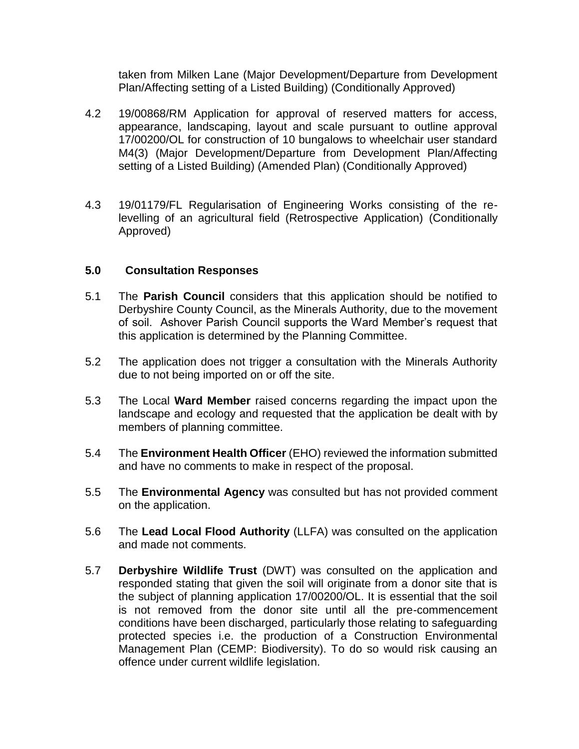taken from Milken Lane (Major Development/Departure from Development Plan/Affecting setting of a Listed Building) (Conditionally Approved)

4.2 19/00868/RM Application for approval of reserved matters for access, appearance, landscaping, layout and scale pursuant to outline approval 17/00200/OL for construction of 10 bungalows to wheelchair user standard M4(3) (Major Development/Departure from Development Plan/Affecting setting of a Listed Building) (Amended Plan) (Conditionally Approved)

4.3 19/01179/FL Regularisation of Engineering Works consisting of the re-levelling of an agricultural field (Retrospective Application) (Conditionally Approved)

## 5.0 Consultation Responses

5.1 The **Parish Council** considers that this application should be notified to Derbyshire County Council, as the Minerals Authority, due to the movement of soil. Ashover Parish Council supports the Ward Member's request that this application is determined by the Planning Committee.

5.2 The application does not trigger a consultation with the Minerals Authority due to not being imported on or off the site.

5.3 The Local **Ward Member** raised concerns regarding the impact upon the landscape and ecology and requested that the application be dealt with by members of planning committee.

5.4 The **Environment Health Officer** (EHO) reviewed the information submitted and have no comments to make in respect of the proposal.

5.5 The **Environmental Agency** was consulted but has not provided comment on the application.

5.6 The **Lead Local Flood Authority** (LLFA) was consulted on the application and made not comments.

5.7 **Derbyshire Wildlife Trust** (DWT) was consulted on the application and responded stating that given the soil will originate from a donor site that is the subject of planning application 17/00200/OL. It is essential that the soil is not removed from the donor site until all the pre-commencement conditions have been discharged, particularly those relating to safeguarding protected species i.e. the production of a Construction Environmental Management Plan (CEMP: Biodiversity). To do so would risk causing an offence under current wildlife legislation.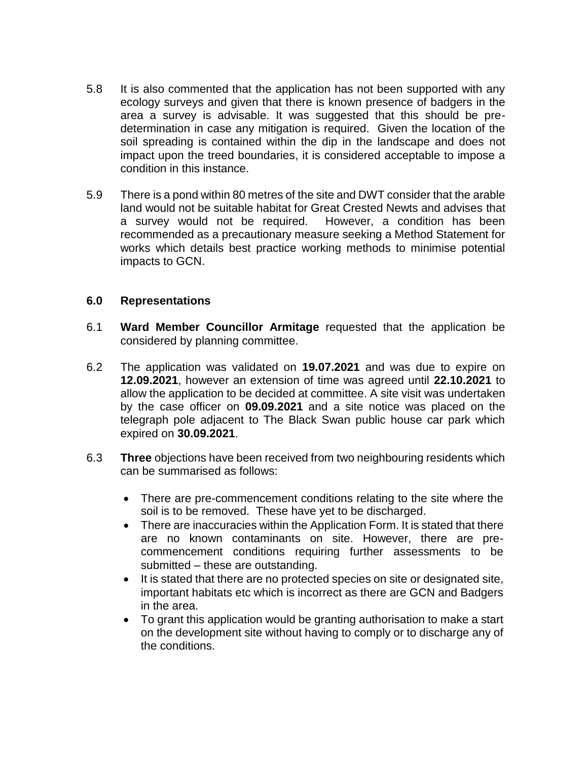5.8 It is also commented that the application has not been supported with any ecology surveys and given that there is known presence of badgers in the area a survey is advisable. It was suggested that this should be pre-determination in case any mitigation is required. Given the location of the soil spreading is contained within the dip in the landscape and does not impact upon the treed boundaries, it is considered acceptable to impose a condition in this instance.

5.9 There is a pond within 80 metres of the site and DWT consider that the arable land would not be suitable habitat for Great Crested Newts and advises that a survey would not be required. However, a condition has been recommended as a precautionary measure seeking a Method Statement for works which details best practice working methods to minimise potential impacts to GCN.

## 6.0 Representations

6.1 **Ward Member Councillor Armitage** requested that the application be considered by planning committee.

6.2 The application was validated on **19.07.2021** and was due to expire on **12.09.2021**, however an extension of time was agreed until **22.10.2021** to allow the application to be decided at committee. A site visit was undertaken by the case officer on **09.09.2021** and a site notice was placed on the telegraph pole adjacent to The Black Swan public house car park which expired on **30.09.2021**.

6.3 **Three** objections have been received from two neighbouring residents which can be summarised as follows:

- There are pre-commencement conditions relating to the site where the soil is to be removed. These have yet to be discharged.
- There are inaccuracies within the Application Form. It is stated that there are no known contaminants on site. However, there are pre-commencement conditions requiring further assessments to be submitted – these are outstanding.
- It is stated that there are no protected species on site or designated site, important habitats etc which is incorrect as there are GCN and Badgers in the area.
- To grant this application would be granting authorisation to make a start on the development site without having to comply or to discharge any of the conditions.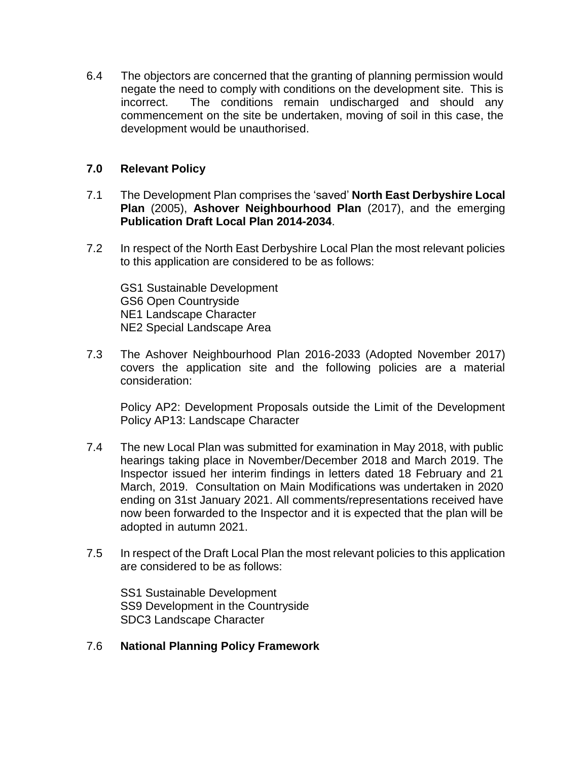6.4 The objectors are concerned that the granting of planning permission would negate the need to comply with conditions on the development site. This is incorrect. The conditions remain undischarged and should any commencement on the site be undertaken, moving of soil in this case, the development would be unauthorised.

## 7.0 Relevant Policy

7.1 The Development Plan comprises the 'saved' **North East Derbyshire Local Plan** (2005), **Ashover Neighbourhood Plan** (2017), and the emerging **Publication Draft Local Plan 2014-2034**.

7.2 In respect of the North East Derbyshire Local Plan the most relevant policies to this application are considered to be as follows:

GS1 Sustainable Development
GS6 Open Countryside
NE1 Landscape Character
NE2 Special Landscape Area

7.3 The Ashover Neighbourhood Plan 2016-2033 (Adopted November 2017) covers the application site and the following policies are a material consideration:

Policy AP2: Development Proposals outside the Limit of the Development
Policy AP13: Landscape Character

7.4 The new Local Plan was submitted for examination in May 2018, with public hearings taking place in November/December 2018 and March 2019. The Inspector issued her interim findings in letters dated 18 February and 21 March, 2019. Consultation on Main Modifications was undertaken in 2020 ending on 31st January 2021. All comments/representations received have now been forwarded to the Inspector and it is expected that the plan will be adopted in autumn 2021.

7.5 In respect of the Draft Local Plan the most relevant policies to this application are considered to be as follows:

SS1 Sustainable Development
SS9 Development in the Countryside
SDC3 Landscape Character

7.6 **National Planning Policy Framework**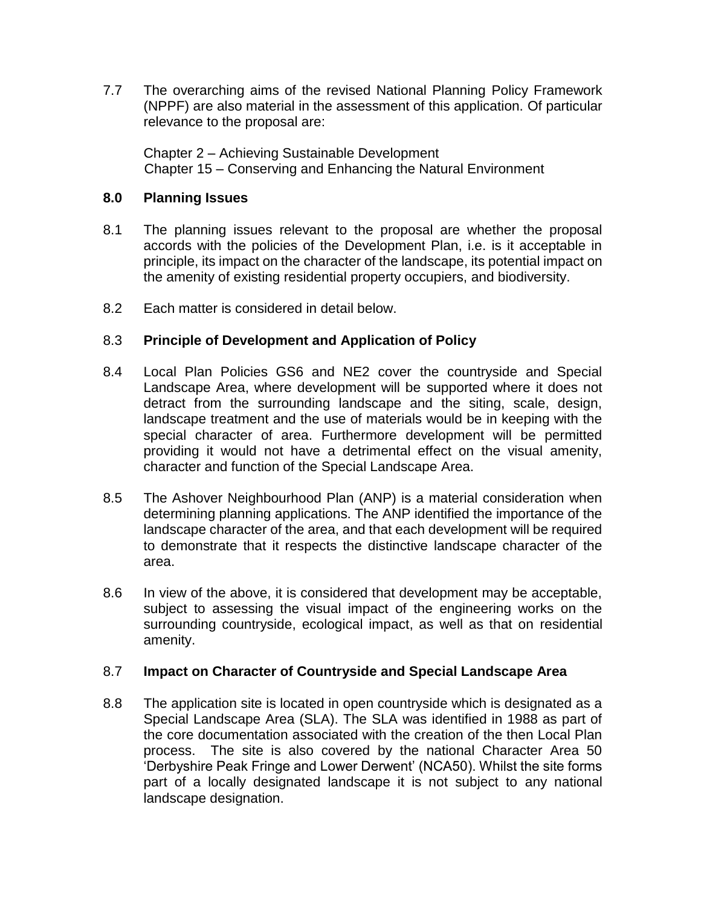7.7 The overarching aims of the revised National Planning Policy Framework (NPPF) are also material in the assessment of this application. Of particular relevance to the proposal are:

Chapter 2 – Achieving Sustainable Development
Chapter 15 – Conserving and Enhancing the Natural Environment

## 8.0 Planning Issues

8.1 The planning issues relevant to the proposal are whether the proposal accords with the policies of the Development Plan, i.e. is it acceptable in principle, its impact on the character of the landscape, its potential impact on the amenity of existing residential property occupiers, and biodiversity.

8.2 Each matter is considered in detail below.

### 8.3 Principle of Development and Application of Policy

8.4 Local Plan Policies GS6 and NE2 cover the countryside and Special Landscape Area, where development will be supported where it does not detract from the surrounding landscape and the siting, scale, design, landscape treatment and the use of materials would be in keeping with the special character of area. Furthermore development will be permitted providing it would not have a detrimental effect on the visual amenity, character and function of the Special Landscape Area.

8.5 The Ashover Neighbourhood Plan (ANP) is a material consideration when determining planning applications. The ANP identified the importance of the landscape character of the area, and that each development will be required to demonstrate that it respects the distinctive landscape character of the area.

8.6 In view of the above, it is considered that development may be acceptable, subject to assessing the visual impact of the engineering works on the surrounding countryside, ecological impact, as well as that on residential amenity.

### 8.7 Impact on Character of Countryside and Special Landscape Area

8.8 The application site is located in open countryside which is designated as a Special Landscape Area (SLA). The SLA was identified in 1988 as part of the core documentation associated with the creation of the then Local Plan process. The site is also covered by the national Character Area 50 'Derbyshire Peak Fringe and Lower Derwent' (NCA50). Whilst the site forms part of a locally designated landscape it is not subject to any national landscape designation.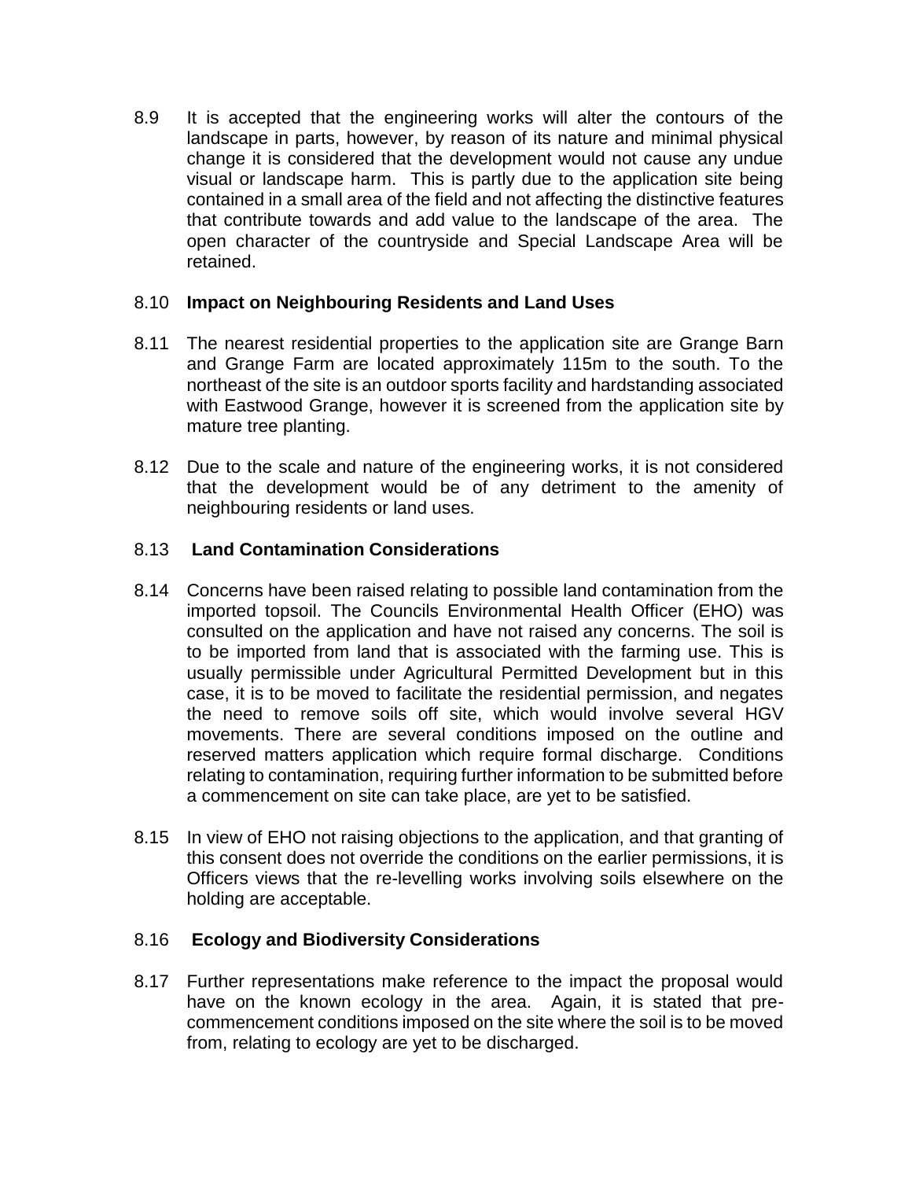8.9 It is accepted that the engineering works will alter the contours of the landscape in parts, however, by reason of its nature and minimal physical change it is considered that the development would not cause any undue visual or landscape harm. This is partly due to the application site being contained in a small area of the field and not affecting the distinctive features that contribute towards and add value to the landscape of the area. The open character of the countryside and Special Landscape Area will be retained.

8.10 **Impact on Neighbouring Residents and Land Uses**

8.11 The nearest residential properties to the application site are Grange Barn and Grange Farm are located approximately 115m to the south. To the northeast of the site is an outdoor sports facility and hardstanding associated with Eastwood Grange, however it is screened from the application site by mature tree planting.

8.12 Due to the scale and nature of the engineering works, it is not considered that the development would be of any detriment to the amenity of neighbouring residents or land uses.

8.13 **Land Contamination Considerations**

8.14 Concerns have been raised relating to possible land contamination from the imported topsoil. The Councils Environmental Health Officer (EHO) was consulted on the application and have not raised any concerns. The soil is to be imported from land that is associated with the farming use. This is usually permissible under Agricultural Permitted Development but in this case, it is to be moved to facilitate the residential permission, and negates the need to remove soils off site, which would involve several HGV movements. There are several conditions imposed on the outline and reserved matters application which require formal discharge. Conditions relating to contamination, requiring further information to be submitted before a commencement on site can take place, are yet to be satisfied.

8.15 In view of EHO not raising objections to the application, and that granting of this consent does not override the conditions on the earlier permissions, it is Officers views that the re-levelling works involving soils elsewhere on the holding are acceptable.

8.16 **Ecology and Biodiversity Considerations**

8.17 Further representations make reference to the impact the proposal would have on the known ecology in the area. Again, it is stated that pre-commencement conditions imposed on the site where the soil is to be moved from, relating to ecology are yet to be discharged.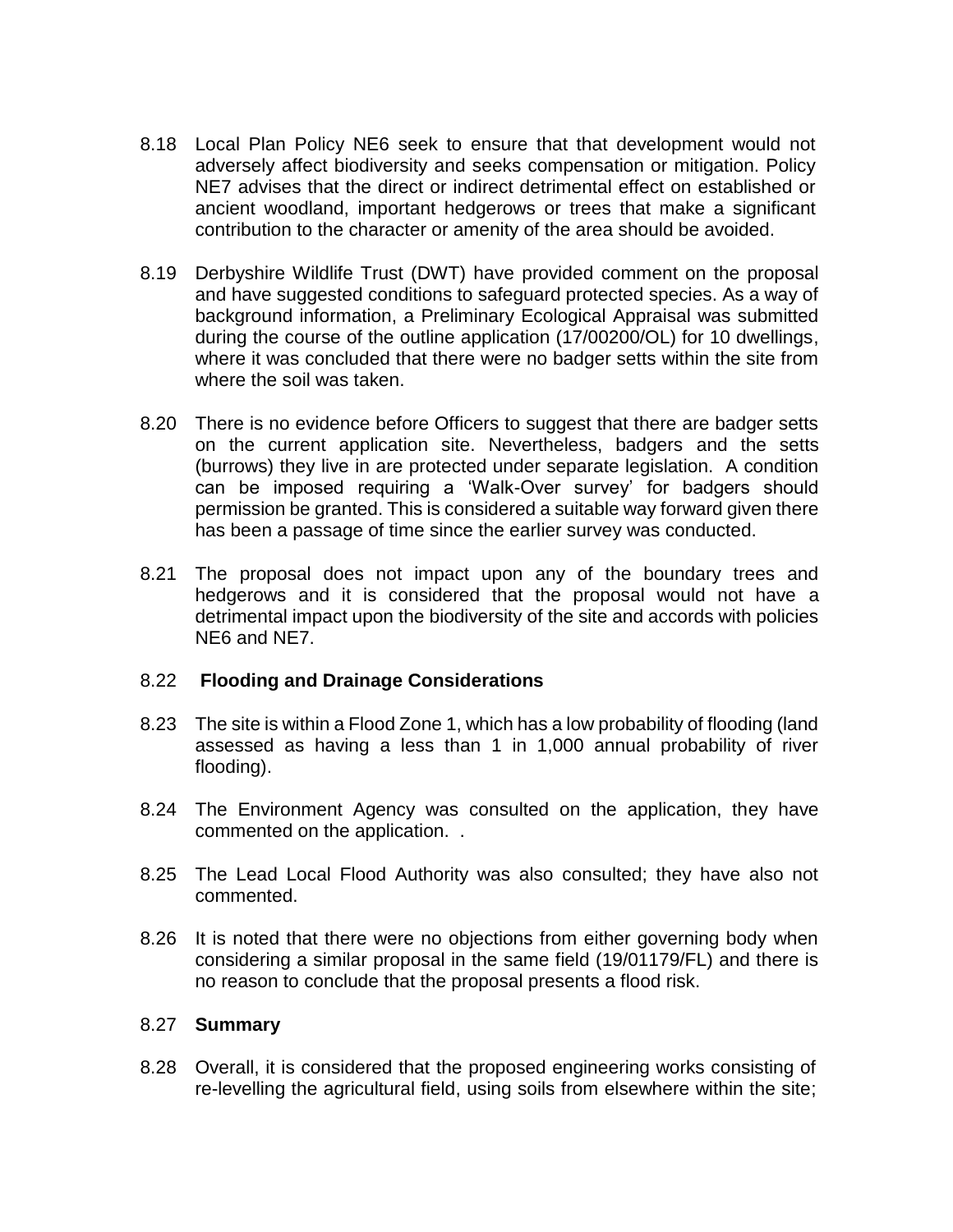8.18 Local Plan Policy NE6 seek to ensure that that development would not adversely affect biodiversity and seeks compensation or mitigation. Policy NE7 advises that the direct or indirect detrimental effect on established or ancient woodland, important hedgerows or trees that make a significant contribution to the character or amenity of the area should be avoided.

8.19 Derbyshire Wildlife Trust (DWT) have provided comment on the proposal and have suggested conditions to safeguard protected species. As a way of background information, a Preliminary Ecological Appraisal was submitted during the course of the outline application (17/00200/OL) for 10 dwellings, where it was concluded that there were no badger setts within the site from where the soil was taken.

8.20 There is no evidence before Officers to suggest that there are badger setts on the current application site. Nevertheless, badgers and the setts (burrows) they live in are protected under separate legislation. A condition can be imposed requiring a 'Walk-Over survey' for badgers should permission be granted. This is considered a suitable way forward given there has been a passage of time since the earlier survey was conducted.

8.21 The proposal does not impact upon any of the boundary trees and hedgerows and it is considered that the proposal would not have a detrimental impact upon the biodiversity of the site and accords with policies NE6 and NE7.

8.22 **Flooding and Drainage Considerations**

8.23 The site is within a Flood Zone 1, which has a low probability of flooding (land assessed as having a less than 1 in 1,000 annual probability of river flooding).

8.24 The Environment Agency was consulted on the application, they have commented on the application. .

8.25 The Lead Local Flood Authority was also consulted; they have also not commented.

8.26 It is noted that there were no objections from either governing body when considering a similar proposal in the same field (19/01179/FL) and there is no reason to conclude that the proposal presents a flood risk.

8.27 **Summary**

8.28 Overall, it is considered that the proposed engineering works consisting of re-levelling the agricultural field, using soils from elsewhere within the site;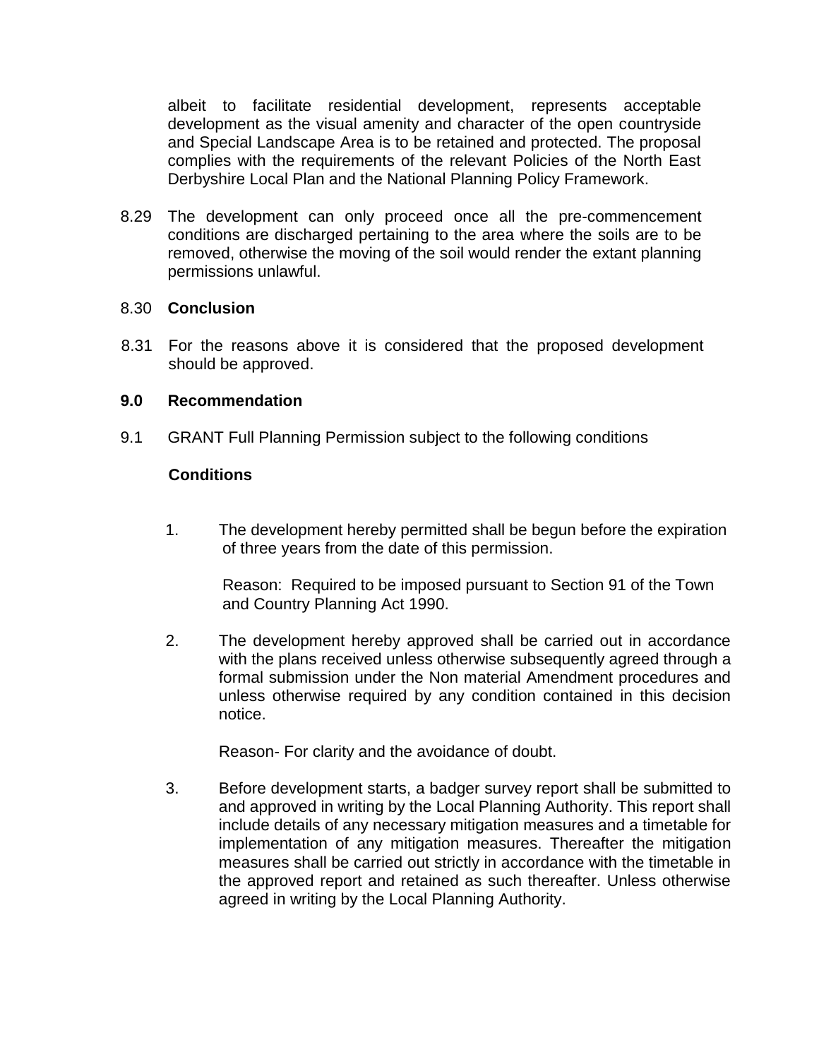albeit to facilitate residential development, represents acceptable development as the visual amenity and character of the open countryside and Special Landscape Area is to be retained and protected. The proposal complies with the requirements of the relevant Policies of the North East Derbyshire Local Plan and the National Planning Policy Framework.

8.29 The development can only proceed once all the pre-commencement conditions are discharged pertaining to the area where the soils are to be removed, otherwise the moving of the soil would render the extant planning permissions unlawful.

8.30 **Conclusion**

8.31 For the reasons above it is considered that the proposed development should be approved.

## 9.0 Recommendation

9.1 GRANT Full Planning Permission subject to the following conditions

**Conditions**

1. The development hereby permitted shall be begun before the expiration of three years from the date of this permission.

   Reason: Required to be imposed pursuant to Section 91 of the Town and Country Planning Act 1990.

2. The development hereby approved shall be carried out in accordance with the plans received unless otherwise subsequently agreed through a formal submission under the Non material Amendment procedures and unless otherwise required by any condition contained in this decision notice.

   Reason- For clarity and the avoidance of doubt.

3. Before development starts, a badger survey report shall be submitted to and approved in writing by the Local Planning Authority. This report shall include details of any necessary mitigation measures and a timetable for implementation of any mitigation measures. Thereafter the mitigation measures shall be carried out strictly in accordance with the timetable in the approved report and retained as such thereafter. Unless otherwise agreed in writing by the Local Planning Authority.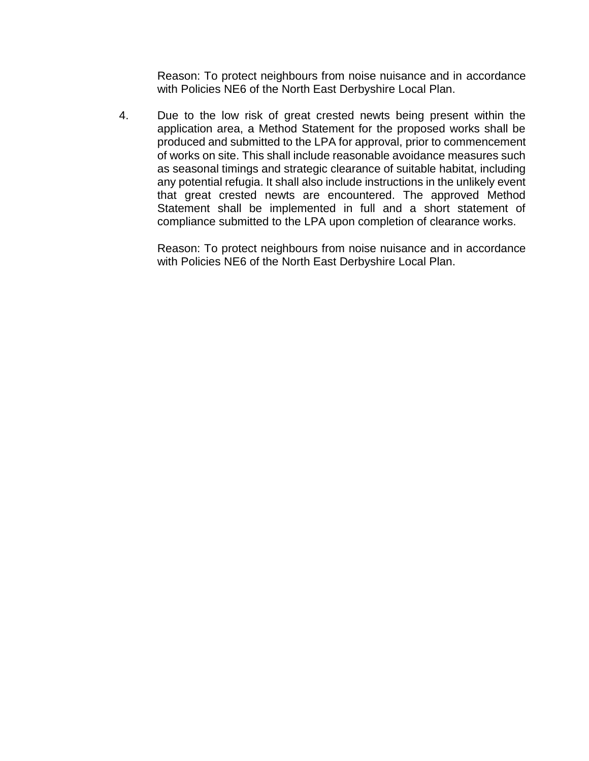Reason: To protect neighbours from noise nuisance and in accordance with Policies NE6 of the North East Derbyshire Local Plan.

4. Due to the low risk of great crested newts being present within the application area, a Method Statement for the proposed works shall be produced and submitted to the LPA for approval, prior to commencement of works on site. This shall include reasonable avoidance measures such as seasonal timings and strategic clearance of suitable habitat, including any potential refugia. It shall also include instructions in the unlikely event that great crested newts are encountered. The approved Method Statement shall be implemented in full and a short statement of compliance submitted to the LPA upon completion of clearance works.

   Reason: To protect neighbours from noise nuisance and in accordance with Policies NE6 of the North East Derbyshire Local Plan.